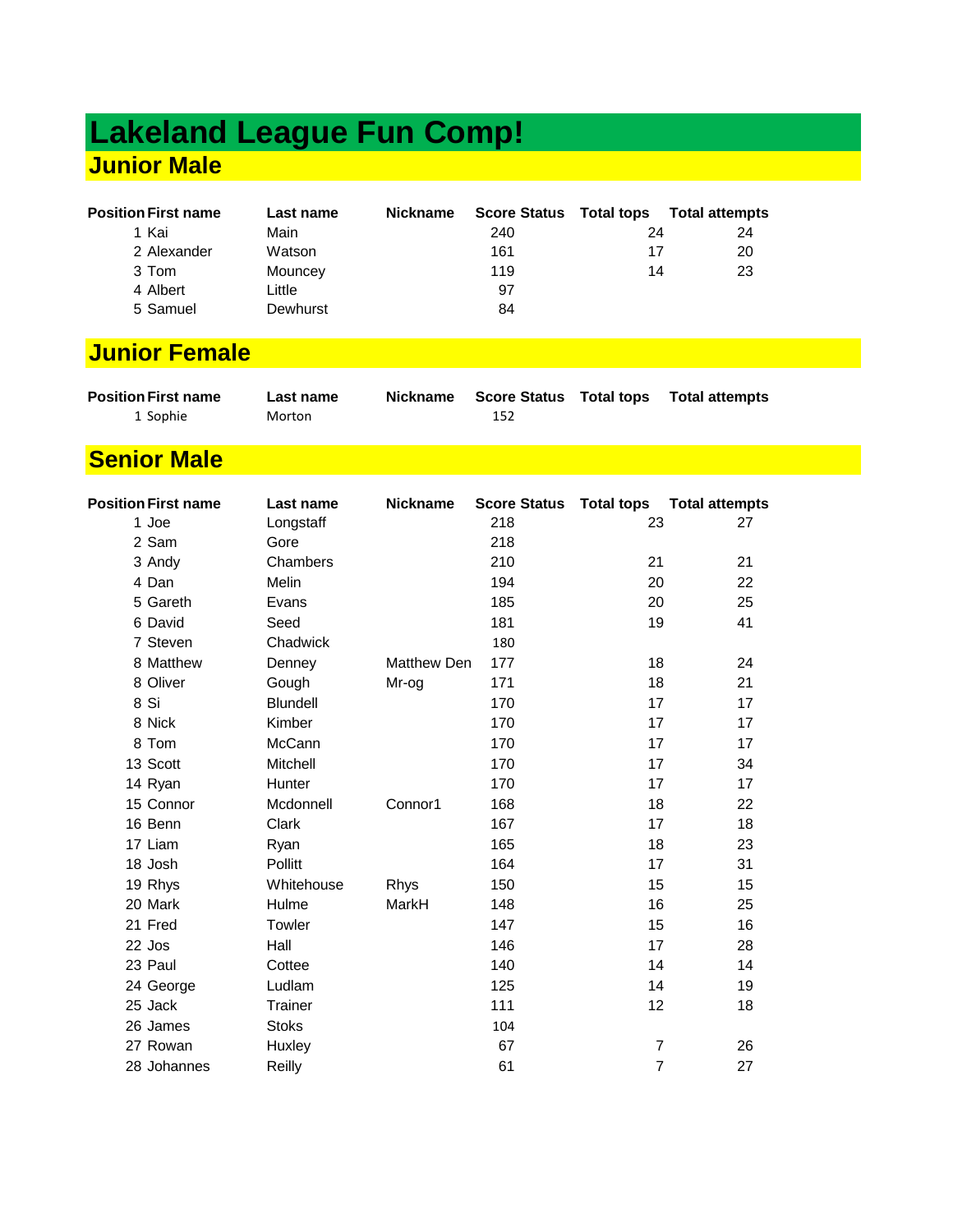# Lakeland League Fun Comp!

## Junior Male

| Position | First name | Last name | Nickname | Score | Status | Total tops | Total attempts |
|---|---|---|---|---|---|---|---|
| 1 | Kai | Main | | 240 | | 24 | 24 |
| 2 | Alexander | Watson | | 161 | | 17 | 20 |
| 3 | Tom | Mouncey | | 119 | | 14 | 23 |
| 4 | Albert | Little | | 97 | | | |
| 5 | Samuel | Dewhurst | | 84 | | | |

## Junior Female

| Position | First name | Last name | Nickname | Score | Status | Total tops | Total attempts |
|---|---|---|---|---|---|---|---|
| 1 | Sophie | Morton | | 152 | | | |

## Senior Male

| Position | First name | Last name | Nickname | Score | Status | Total tops | Total attempts |
|---|---|---|---|---|---|---|---|
| 1 | Joe | Longstaff | | 218 | | 23 | 27 |
| 2 | Sam | Gore | | 218 | | | |
| 3 | Andy | Chambers | | 210 | | 21 | 21 |
| 4 | Dan | Melin | | 194 | | 20 | 22 |
| 5 | Gareth | Evans | | 185 | | 20 | 25 |
| 6 | David | Seed | | 181 | | 19 | 41 |
| 7 | Steven | Chadwick | | 180 | | | |
| 8 | Matthew | Denney | Matthew Den | 177 | | 18 | 24 |
| 8 | Oliver | Gough | Mr-og | 171 | | 18 | 21 |
| 8 | Si | Blundell | | 170 | | 17 | 17 |
| 8 | Nick | Kimber | | 170 | | 17 | 17 |
| 8 | Tom | McCann | | 170 | | 17 | 17 |
| 13 | Scott | Mitchell | | 170 | | 17 | 34 |
| 14 | Ryan | Hunter | | 170 | | 17 | 17 |
| 15 | Connor | Mcdonnell | Connor1 | 168 | | 18 | 22 |
| 16 | Benn | Clark | | 167 | | 17 | 18 |
| 17 | Liam | Ryan | | 165 | | 18 | 23 |
| 18 | Josh | Pollitt | | 164 | | 17 | 31 |
| 19 | Rhys | Whitehouse | Rhys | 150 | | 15 | 15 |
| 20 | Mark | Hulme | MarkH | 148 | | 16 | 25 |
| 21 | Fred | Towler | | 147 | | 15 | 16 |
| 22 | Jos | Hall | | 146 | | 17 | 28 |
| 23 | Paul | Cottee | | 140 | | 14 | 14 |
| 24 | George | Ludlam | | 125 | | 14 | 19 |
| 25 | Jack | Trainer | | 111 | | 12 | 18 |
| 26 | James | Stoks | | 104 | | | |
| 27 | Rowan | Huxley | | 67 | | 7 | 26 |
| 28 | Johannes | Reilly | | 61 | | 7 | 27 |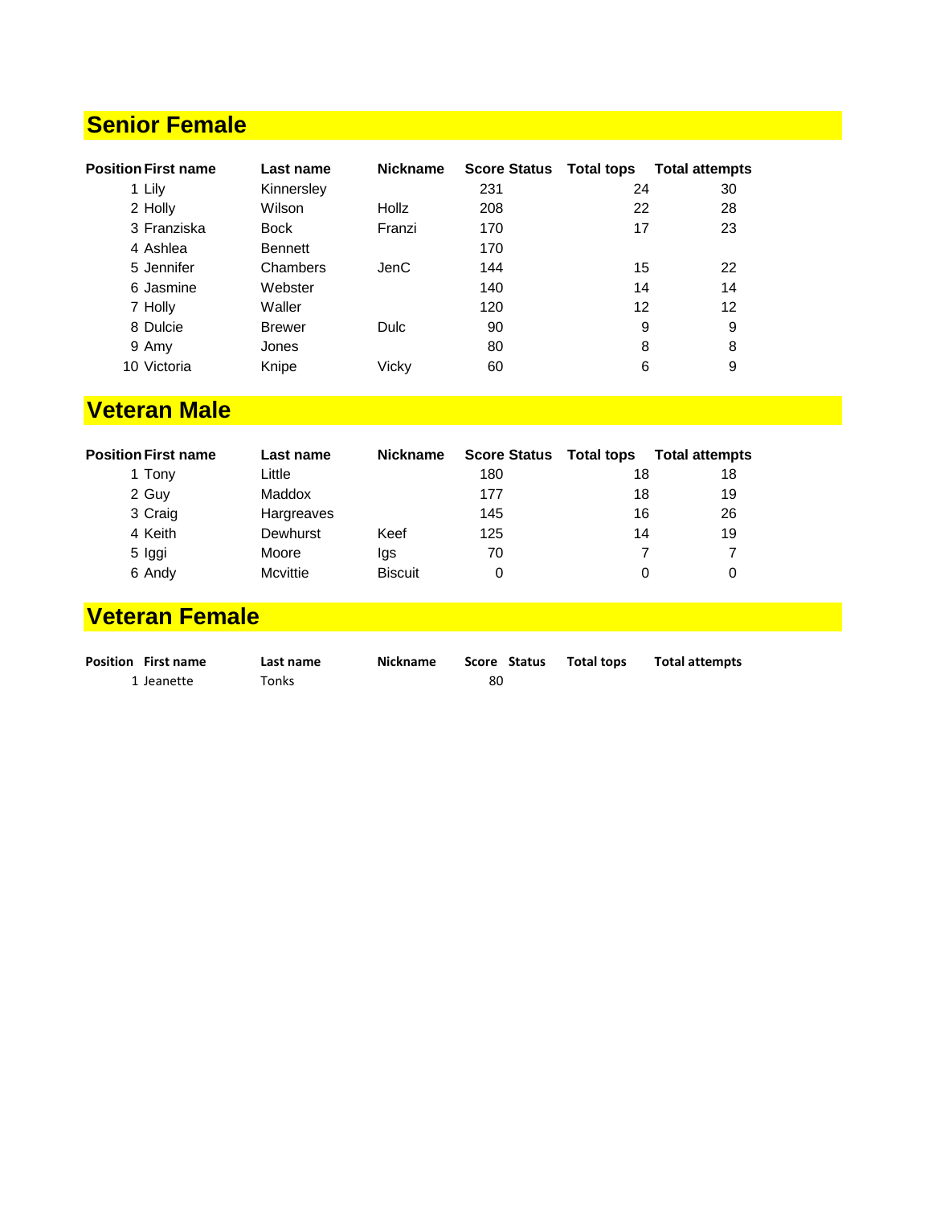## Senior Female

| Position | First name | Last name | Nickname | Score | Status | Total tops | Total attempts |
|---|---|---|---|---|---|---|---|
| 1 | Lily | Kinnersley | | 231 | | 24 | 30 |
| 2 | Holly | Wilson | Hollz | 208 | | 22 | 28 |
| 3 | Franziska | Bock | Franzi | 170 | | 17 | 23 |
| 4 | Ashlea | Bennett | | 170 | | | |
| 5 | Jennifer | Chambers | JenC | 144 | | 15 | 22 |
| 6 | Jasmine | Webster | | 140 | | 14 | 14 |
| 7 | Holly | Waller | | 120 | | 12 | 12 |
| 8 | Dulcie | Brewer | Dulc | 90 | | 9 | 9 |
| 9 | Amy | Jones | | 80 | | 8 | 8 |
| 10 | Victoria | Knipe | Vicky | 60 | | 6 | 9 |

## Veteran Male

| Position | First name | Last name | Nickname | Score | Status | Total tops | Total attempts |
|---|---|---|---|---|---|---|---|
| 1 | Tony | Little | | 180 | | 18 | 18 |
| 2 | Guy | Maddox | | 177 | | 18 | 19 |
| 3 | Craig | Hargreaves | | 145 | | 16 | 26 |
| 4 | Keith | Dewhurst | Keef | 125 | | 14 | 19 |
| 5 | Iggi | Moore | Igs | 70 | | 7 | 7 |
| 6 | Andy | Mcvittie | Biscuit | 0 | | 0 | 0 |

## Veteran Female

| Position | First name | Last name | Nickname | Score | Status | Total tops | Total attempts |
|---|---|---|---|---|---|---|---|
| 1 | Jeanette | Tonks | | 80 | | | |